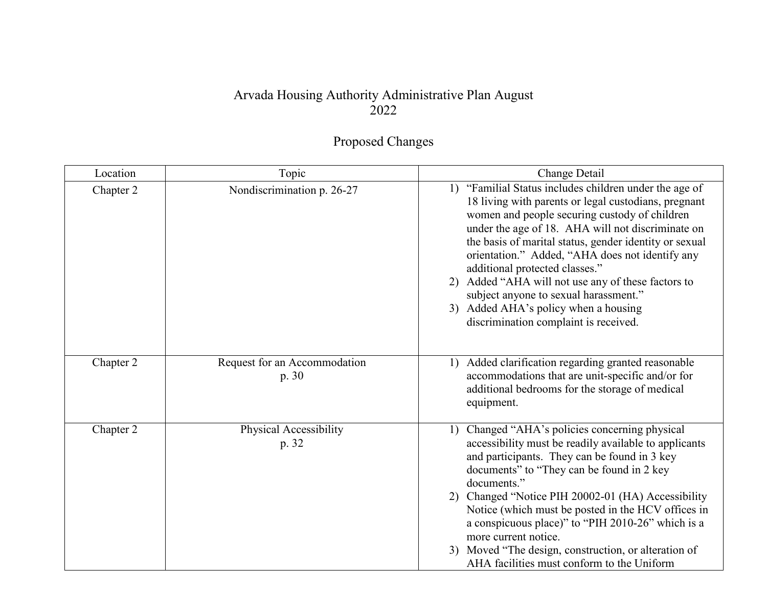# Arvada Housing Authority Administrative Plan August 2022

## Proposed Changes

| Location | Topic | Change Detail |
|---|---|---|
| Chapter 2 | Nondiscrimination p. 26-27 | 1) "Familial Status includes children under the age of 18 living with parents or legal custodians, pregnant women and people securing custody of children under the age of 18. AHA will not discriminate on the basis of marital status, gender identity or sexual orientation." Added, "AHA does not identify any additional protected classes."<br>2) Added "AHA will not use any of these factors to subject anyone to sexual harassment."<br>3) Added AHA's policy when a housing discrimination complaint is received. |
| Chapter 2 | Request for an Accommodation p. 30 | 1) Added clarification regarding granted reasonable accommodations that are unit-specific and/or for additional bedrooms for the storage of medical equipment. |
| Chapter 2 | Physical Accessibility p. 32 | 1) Changed "AHA's policies concerning physical accessibility must be readily available to applicants and participants. They can be found in 3 key documents" to "They can be found in 2 key documents."<br>2) Changed "Notice PIH 20002-01 (HA) Accessibility Notice (which must be posted in the HCV offices in a conspicuous place)" to "PIH 2010-26" which is a more current notice.<br>3) Moved "The design, construction, or alteration of AHA facilities must conform to the Uniform |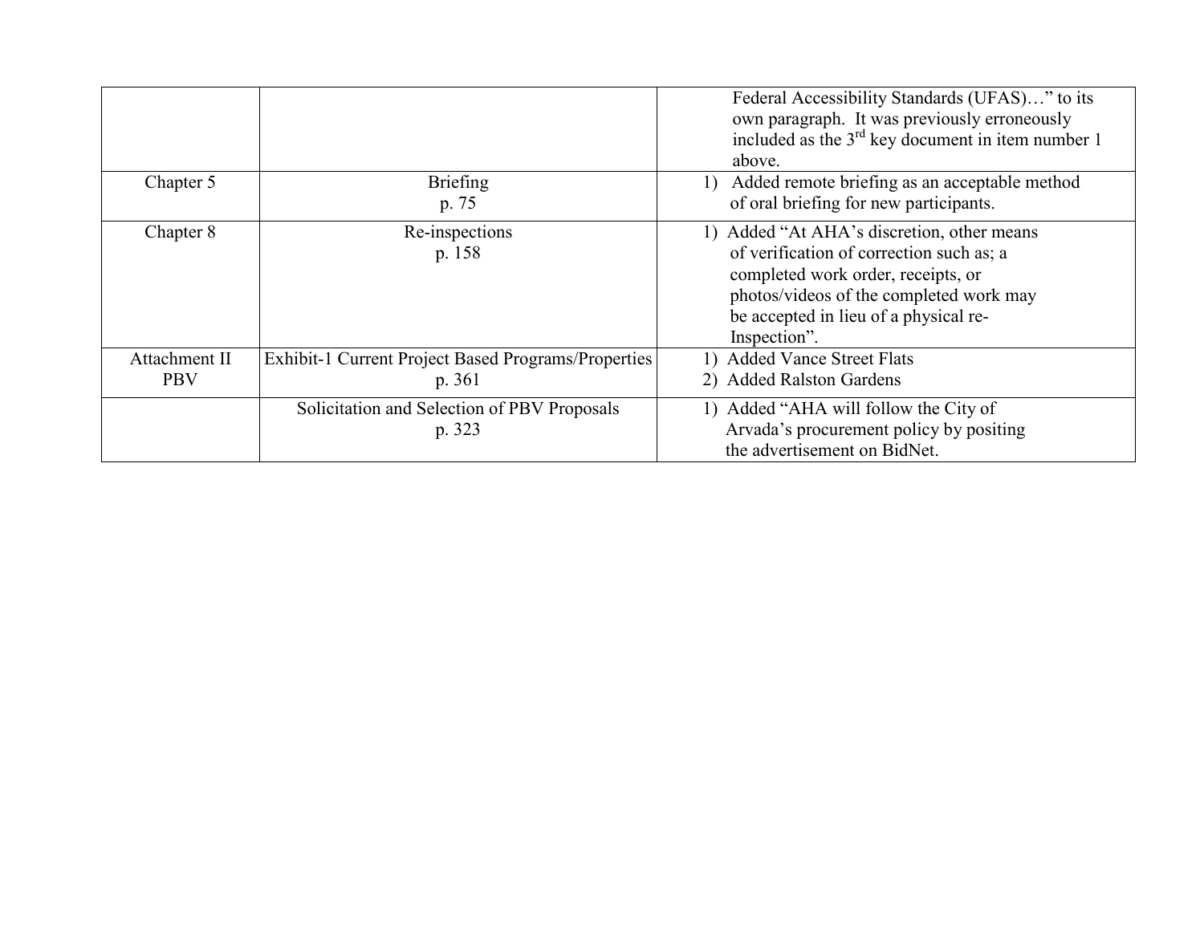| | | |
|---|---|---|
| | | Federal Accessibility Standards (UFAS)…" to its own paragraph. It was previously erroneously included as the 3rd key document in item number 1 above. |
| Chapter 5 | Briefing<br>p. 75 | 1) Added remote briefing as an acceptable method of oral briefing for new participants. |
| Chapter 8 | Re-inspections<br>p. 158 | 1) Added "At AHA's discretion, other means of verification of correction such as; a completed work order, receipts, or photos/videos of the completed work may be accepted in lieu of a physical re-Inspection". |
| Attachment II<br>PBV | Exhibit-1 Current Project Based Programs/Properties<br>p. 361 | 1) Added Vance Street Flats<br>2) Added Ralston Gardens |
| | Solicitation and Selection of PBV Proposals<br>p. 323 | 1) Added "AHA will follow the City of Arvada's procurement policy by positing the advertisement on BidNet. |